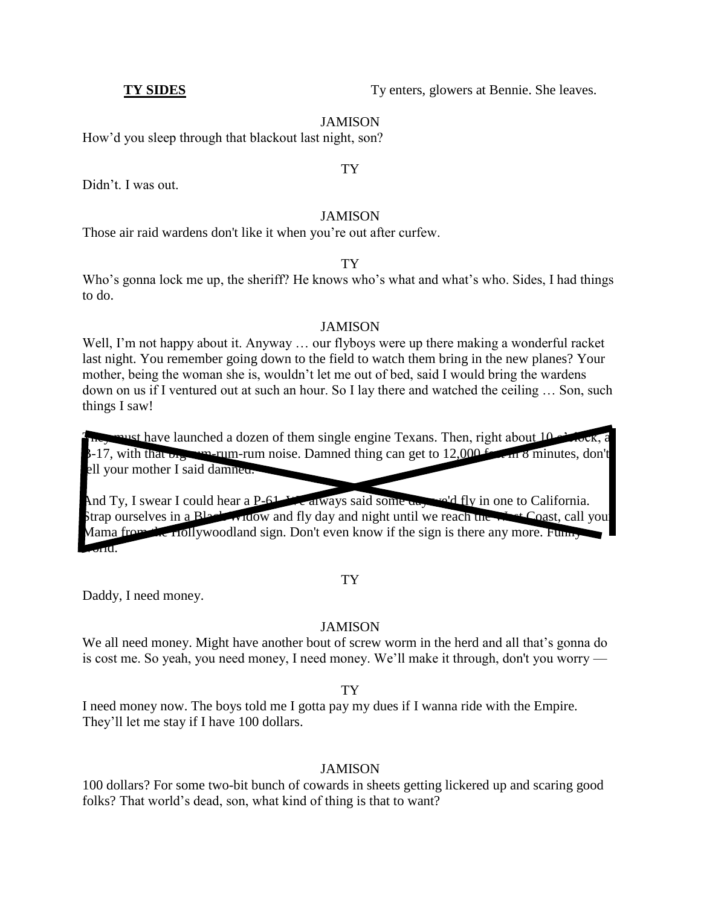**TY SIDES** Ty enters, glowers at Bennie. She leaves.

JAMISON

How'd you sleep through that blackout last night, son?

TY

Didn't. I was out.

JAMISON

Those air raid wardens don't like it when you're out after curfew.

TY

Who's gonna lock me up, the sheriff? He knows who's what and what's who. Sides, I had things to do.

JAMISON

Well, I'm not happy about it. Anyway … our flyboys were up there making a wonderful racket last night. You remember going down to the field to watch them bring in the new planes? Your mother, being the woman she is, wouldn't let me out of bed, said I would bring the wardens down on us if I ventured out at such an hour. So I lay there and watched the ceiling … Son, such things I saw!

They must have launched a dozen of them single engine Texans. Then, right about 10 o'clock, a B-17, with that big rum-rum-rum noise. Damned thing can get to 12,000 feet in 8 minutes, don't tell your mother I said damned.

And Ty, I swear I could hear a P-61. We always said some day we'd fly in one to California. Strap ourselves in a Black Widow and fly day and night until we reach the West Coast, call your Mama from the Hollywoodland sign. Don't even know if the sign is there any more. Funny world.

TY

Daddy, I need money.

JAMISON

We all need money. Might have another bout of screw worm in the herd and all that's gonna do is cost me. So yeah, you need money, I need money. We'll make it through, don't you worry —

TY

I need money now. The boys told me I gotta pay my dues if I wanna ride with the Empire. They'll let me stay if I have 100 dollars.

JAMISON

100 dollars? For some two-bit bunch of cowards in sheets getting lickered up and scaring good folks? That world's dead, son, what kind of thing is that to want?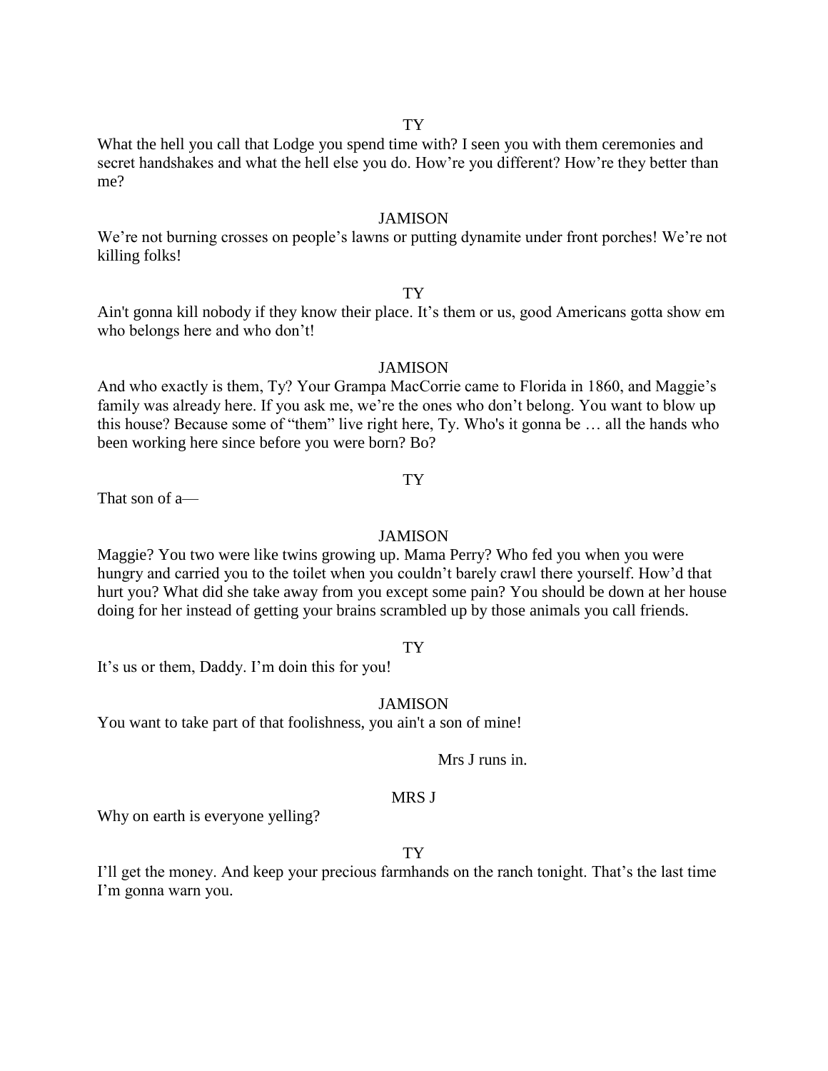TY

What the hell you call that Lodge you spend time with? I seen you with them ceremonies and secret handshakes and what the hell else you do. How're you different? How're they better than me?

JAMISON

We're not burning crosses on people's lawns or putting dynamite under front porches! We're not killing folks!

TY

Ain't gonna kill nobody if they know their place. It's them or us, good Americans gotta show em who belongs here and who don't!

JAMISON

And who exactly is them, Ty? Your Grampa MacCorrie came to Florida in 1860, and Maggie's family was already here. If you ask me, we're the ones who don't belong. You want to blow up this house? Because some of "them" live right here, Ty. Who's it gonna be … all the hands who been working here since before you were born? Bo?

TY

That son of a—

JAMISON

Maggie? You two were like twins growing up. Mama Perry? Who fed you when you were hungry and carried you to the toilet when you couldn't barely crawl there yourself. How'd that hurt you? What did she take away from you except some pain? You should be down at her house doing for her instead of getting your brains scrambled up by those animals you call friends.

TY

It's us or them, Daddy. I'm doin this for you!

JAMISON

You want to take part of that foolishness, you ain't a son of mine!

Mrs J runs in.

MRS J

Why on earth is everyone yelling?

TY

I'll get the money. And keep your precious farmhands on the ranch tonight. That's the last time I'm gonna warn you.